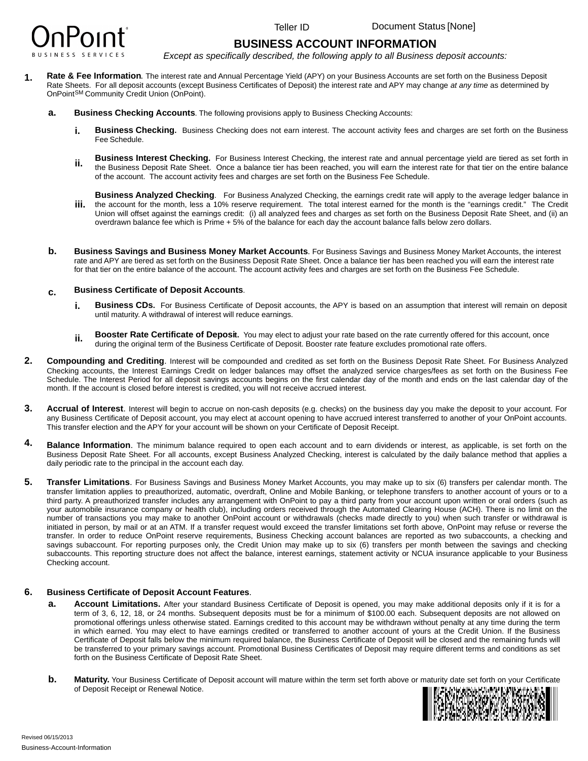Teller ID Document Status [None]

# BUSINESS ACCOUNT INFORMATION

*Except as specifically described, the following apply to all Business deposit accounts:*

1. **Rate & Fee Information**. The interest rate and Annual Percentage Yield (APY) on your Business Accounts are set forth on the Business Deposit Rate Sheets. For all deposit accounts (except Business Certificates of Deposit) the interest rate and APY may change *at any time* as determined by OnPoint[SM] Community Credit Union (OnPoint).

   a. **Business Checking Accounts**. The following provisions apply to Business Checking Accounts:

      i. **Business Checking.** Business Checking does not earn interest. The account activity fees and charges are set forth on the Business Fee Schedule.

      ii. **Business Interest Checking.** For Business Interest Checking, the interest rate and annual percentage yield are tiered as set forth in the Business Deposit Rate Sheet. Once a balance tier has been reached, you will earn the interest rate for that tier on the entire balance of the account. The account activity fees and charges are set forth on the Business Fee Schedule.

      iii. **Business Analyzed Checking**. For Business Analyzed Checking, the earnings credit rate will apply to the average ledger balance in the account for the month, less a 10% reserve requirement. The total interest earned for the month is the "earnings credit." The Credit Union will offset against the earnings credit: (i) all analyzed fees and charges as set forth on the Business Deposit Rate Sheet, and (ii) an overdrawn balance fee which is Prime + 5% of the balance for each day the account balance falls below zero dollars.

   b. **Business Savings and Business Money Market Accounts**. For Business Savings and Business Money Market Accounts, the interest rate and APY are tiered as set forth on the Business Deposit Rate Sheet. Once a balance tier has been reached you will earn the interest rate for that tier on the entire balance of the account. The account activity fees and charges are set forth on the Business Fee Schedule.

   c. **Business Certificate of Deposit Accounts**.

      i. **Business CDs.** For Business Certificate of Deposit accounts, the APY is based on an assumption that interest will remain on deposit until maturity. A withdrawal of interest will reduce earnings.

      ii. **Booster Rate Certificate of Deposit.** You may elect to adjust your rate based on the rate currently offered for this account, once during the original term of the Business Certificate of Deposit. Booster rate feature excludes promotional rate offers.

2. **Compounding and Crediting**. Interest will be compounded and credited as set forth on the Business Deposit Rate Sheet. For Business Analyzed Checking accounts, the Interest Earnings Credit on ledger balances may offset the analyzed service charges/fees as set forth on the Business Fee Schedule. The Interest Period for all deposit savings accounts begins on the first calendar day of the month and ends on the last calendar day of the month. If the account is closed before interest is credited, you will not receive accrued interest.

3. **Accrual of Interest**. Interest will begin to accrue on non-cash deposits (e.g. checks) on the business day you make the deposit to your account. For any Business Certificate of Deposit account, you may elect at account opening to have accrued interest transferred to another of your OnPoint accounts. This transfer election and the APY for your account will be shown on your Certificate of Deposit Receipt.

4. **Balance Information**. The minimum balance required to open each account and to earn dividends or interest, as applicable, is set forth on the Business Deposit Rate Sheet. For all accounts, except Business Analyzed Checking, interest is calculated by the daily balance method that applies a daily periodic rate to the principal in the account each day.

5. **Transfer Limitations**. For Business Savings and Business Money Market Accounts, you may make up to six (6) transfers per calendar month. The transfer limitation applies to preauthorized, automatic, overdraft, Online and Mobile Banking, or telephone transfers to another account of yours or to a third party. A preauthorized transfer includes any arrangement with OnPoint to pay a third party from your account upon written or oral orders (such as your automobile insurance company or health club), including orders received through the Automated Clearing House (ACH). There is no limit on the number of transactions you may make to another OnPoint account or withdrawals (checks made directly to you) when such transfer or withdrawal is initiated in person, by mail or at an ATM. If a transfer request would exceed the transfer limitations set forth above, OnPoint may refuse or reverse the transfer. In order to reduce OnPoint reserve requirements, Business Checking account balances are reported as two subaccounts, a checking and savings subaccount. For reporting purposes only, the Credit Union may make up to six (6) transfers per month between the savings and checking subaccounts. This reporting structure does not affect the balance, interest earnings, statement activity or NCUA insurance applicable to your Business Checking account.

6. **Business Certificate of Deposit Account Features**.

   a. **Account Limitations.** After your standard Business Certificate of Deposit is opened, you may make additional deposits only if it is for a term of 3, 6, 12, 18, or 24 months. Subsequent deposits must be for a minimum of $100.00 each. Subsequent deposits are not allowed on promotional offerings unless otherwise stated. Earnings credited to this account may be withdrawn without penalty at any time during the term in which earned. You may elect to have earnings credited or transferred to another account of yours at the Credit Union. If the Business Certificate of Deposit falls below the minimum required balance, the Business Certificate of Deposit will be closed and the remaining funds will be transferred to your primary savings account. Promotional Business Certificates of Deposit may require different terms and conditions as set forth on the Business Certificate of Deposit Rate Sheet.

   b. **Maturity.** Your Business Certificate of Deposit account will mature within the term set forth above or maturity date set forth on your Certificate of Deposit Receipt or Renewal Notice.

Revised 06/15/2013
Business-Account-Information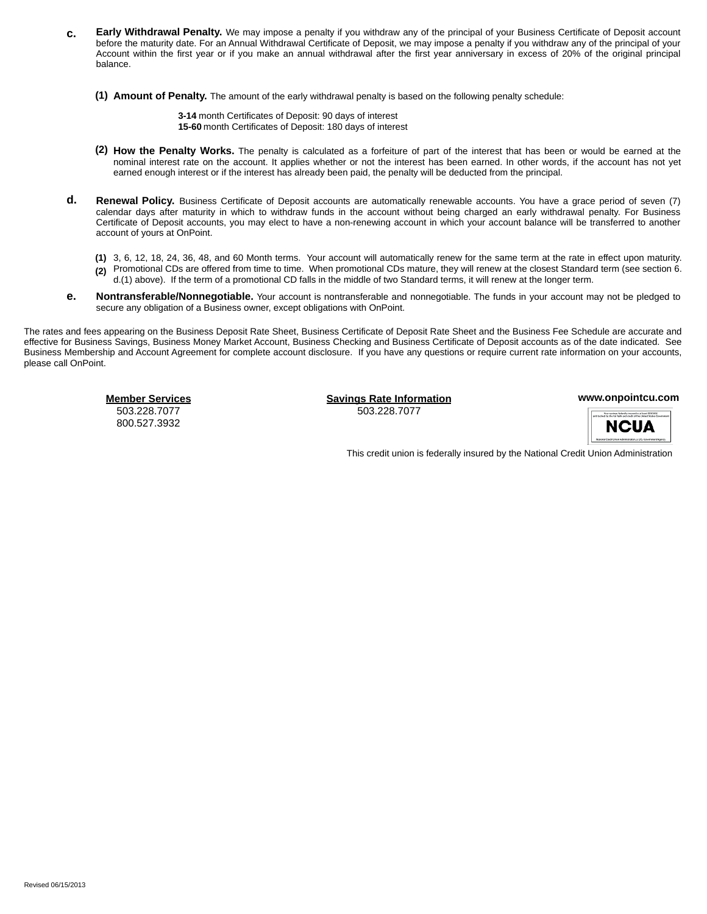**c.** **Early Withdrawal Penalty.** We may impose a penalty if you withdraw any of the principal of your Business Certificate of Deposit account before the maturity date. For an Annual Withdrawal Certificate of Deposit, we may impose a penalty if you withdraw any of the principal of your Account within the first year or if you make an annual withdrawal after the first year anniversary in excess of 20% of the original principal balance.

**(1)** **Amount of Penalty.** The amount of the early withdrawal penalty is based on the following penalty schedule:

**3-14** month Certificates of Deposit: 90 days of interest
**15-60** month Certificates of Deposit: 180 days of interest

**(2)** **How the Penalty Works.** The penalty is calculated as a forfeiture of part of the interest that has been or would be earned at the nominal interest rate on the account. It applies whether or not the interest has been earned. In other words, if the account has not yet earned enough interest or if the interest has already been paid, the penalty will be deducted from the principal.

**d.** **Renewal Policy.** Business Certificate of Deposit accounts are automatically renewable accounts. You have a grace period of seven (7) calendar days after maturity in which to withdraw funds in the account without being charged an early withdrawal penalty. For Business Certificate of Deposit accounts, you may elect to have a non-renewing account in which your account balance will be transferred to another account of yours at OnPoint.

**(1)** 3, 6, 12, 18, 24, 36, 48, and 60 Month terms. Your account will automatically renew for the same term at the rate in effect upon maturity.
**(2)** Promotional CDs are offered from time to time. When promotional CDs mature, they will renew at the closest Standard term (see section 6. d.(1) above). If the term of a promotional CD falls in the middle of two Standard terms, it will renew at the longer term.

**e.** **Nontransferable/Nonnegotiable.** Your account is nontransferable and nonnegotiable. The funds in your account may not be pledged to secure any obligation of a Business owner, except obligations with OnPoint.

The rates and fees appearing on the Business Deposit Rate Sheet, Business Certificate of Deposit Rate Sheet and the Business Fee Schedule are accurate and effective for Business Savings, Business Money Market Account, Business Checking and Business Certificate of Deposit accounts as of the date indicated. See Business Membership and Account Agreement for complete account disclosure. If you have any questions or require current rate information on your accounts, please call OnPoint.

**Member Services**
503.228.7077
800.527.3932

**Savings Rate Information**
503.228.7077

**www.onpointcu.com**

This credit union is federally insured by the National Credit Union Administration

Revised 06/15/2013